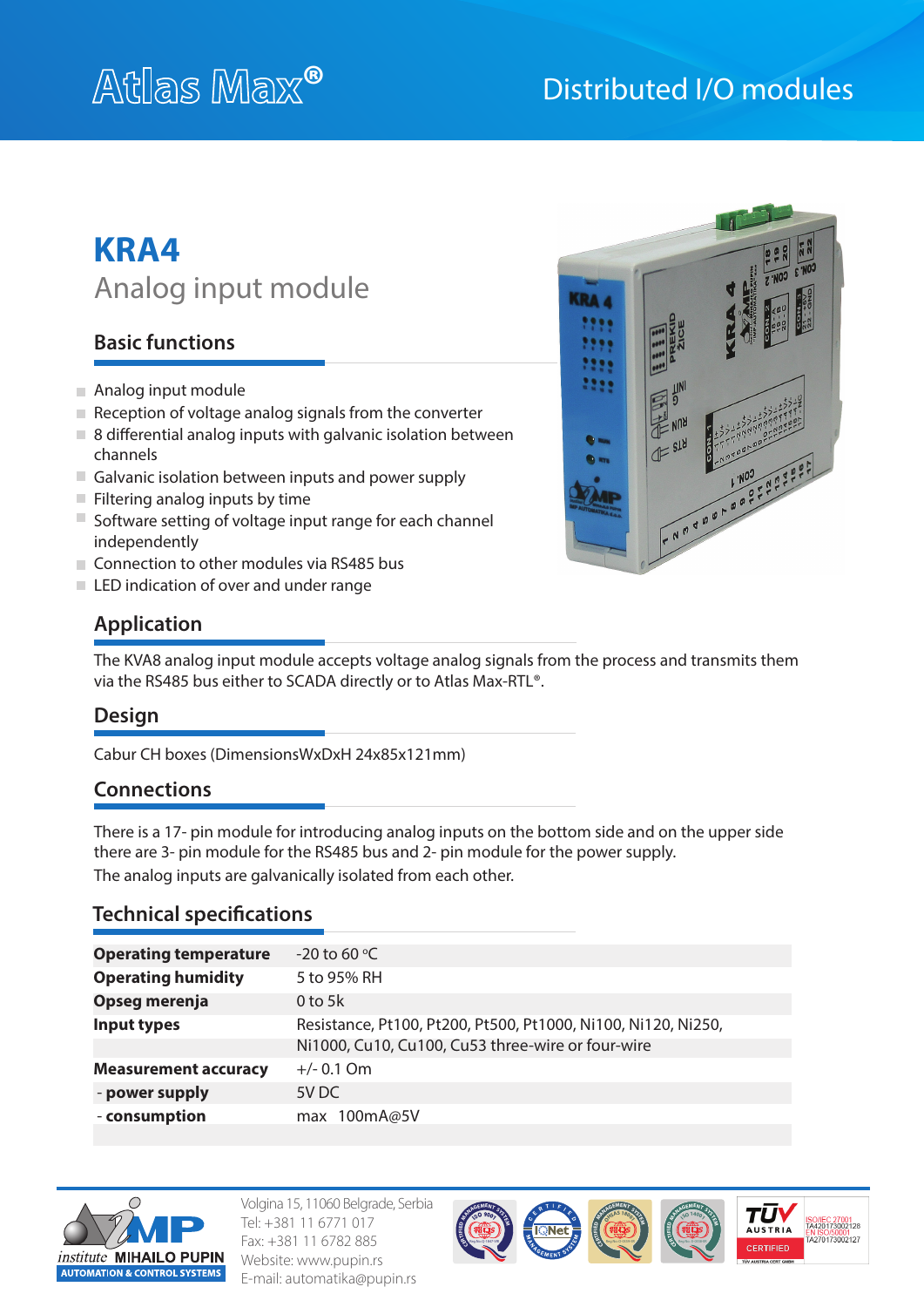Atlas Max®

Distributed I/O modules

# KRA4

## Analog input module

### Basic functions

- Analog input module
- Reception of voltage analog signals from the converter
- 8 differential analog inputs with galvanic isolation between channels
- Galvanic isolation between inputs and power supply
- Filtering analog inputs by time
- Software setting of voltage input range for each channel independently
- Connection to other modules via RS485 bus
- LED indication of over and under range

### Application

The KVA8 analog input module accepts voltage analog signals from the process and transmits them via the RS485 bus either to SCADA directly or to Atlas Max-RTL®.

### Design

Cabur CH boxes (DimensionsWxDxH 24x85x121mm)

### Connections

There is a 17- pin module for introducing analog inputs on the bottom side and on the upper side there are 3- pin module for the RS485 bus and 2- pin module for the power supply.
The analog inputs are galvanically isolated from each other.

### Technical specifications

| | |
|---|---|
| **Operating temperature** | -20 to 60 °C |
| **Operating humidity** | 5 to 95% RH |
| **Opseg merenja** | 0 to 5k |
| **Input types** | Resistance, Pt100, Pt200, Pt500, Pt1000, Ni100, Ni120, Ni250, Ni1000, Cu10, Cu100, Cu53 three-wire or four-wire |
| **Measurement accuracy** | +/- 0.1 Om |
| - **power supply** | 5V DC |
| - **consumption** | max 100mA@5V |

institute MIHAILO PUPIN
AUTOMATION & CONTROL SYSTEMS

Volgina 15, 11060 Belgrade, Serbia
Tel: +381 11 6771 017
Fax: +381 11 6782 885
Website: www.pupin.rs
E-mail: automatika@pupin.rs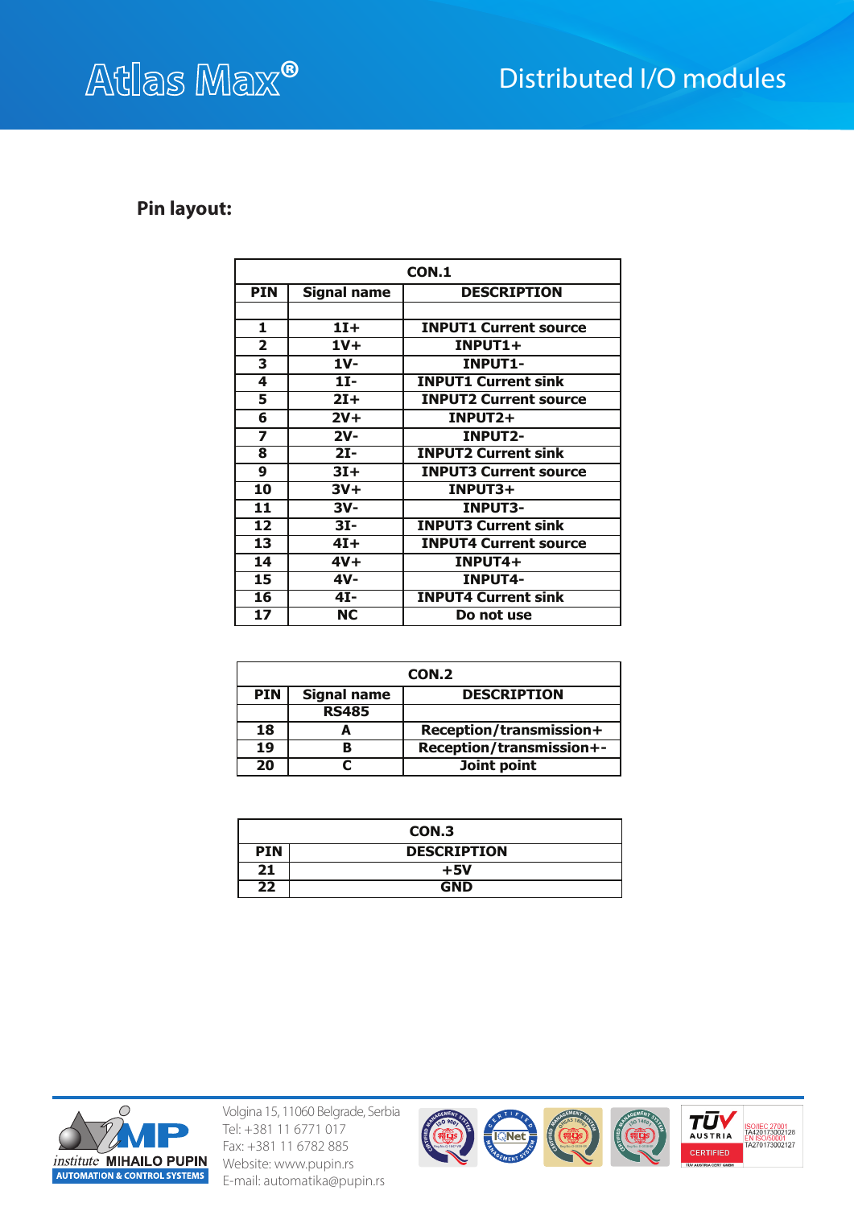**Pin layout:**

| CON.1 | | |
|---|---|---|
| PIN | Signal name | DESCRIPTION |
| | | |
| 1 | 1I+ | INPUT1 Current source |
| 2 | 1V+ | INPUT1+ |
| 3 | 1V- | INPUT1- |
| 4 | 1I- | INPUT1 Current sink |
| 5 | 2I+ | INPUT2 Current source |
| 6 | 2V+ | INPUT2+ |
| 7 | 2V- | INPUT2- |
| 8 | 2I- | INPUT2 Current sink |
| 9 | 3I+ | INPUT3 Current source |
| 10 | 3V+ | INPUT3+ |
| 11 | 3V- | INPUT3- |
| 12 | 3I- | INPUT3 Current sink |
| 13 | 4I+ | INPUT4 Current source |
| 14 | 4V+ | INPUT4+ |
| 15 | 4V- | INPUT4- |
| 16 | 4I- | INPUT4 Current sink |
| 17 | NC | Do not use |

| CON.2 | | |
|---|---|---|
| PIN | Signal name | DESCRIPTION |
| | RS485 | |
| 18 | A | Reception/transmission+ |
| 19 | B | Reception/transmission+- |
| 20 | C | Joint point |

| CON.3 | |
|---|---|
| PIN | DESCRIPTION |
| 21 | +5V |
| 22 | GND |

institute MIHAILO PUPIN
AUTOMATION & CONTROL SYSTEMS

Volgina 15, 11060 Belgrade, Serbia
Tel: +381 11 6771 017
Fax: +381 11 6782 885
Website: www.pupin.rs
E-mail: automatika@pupin.rs